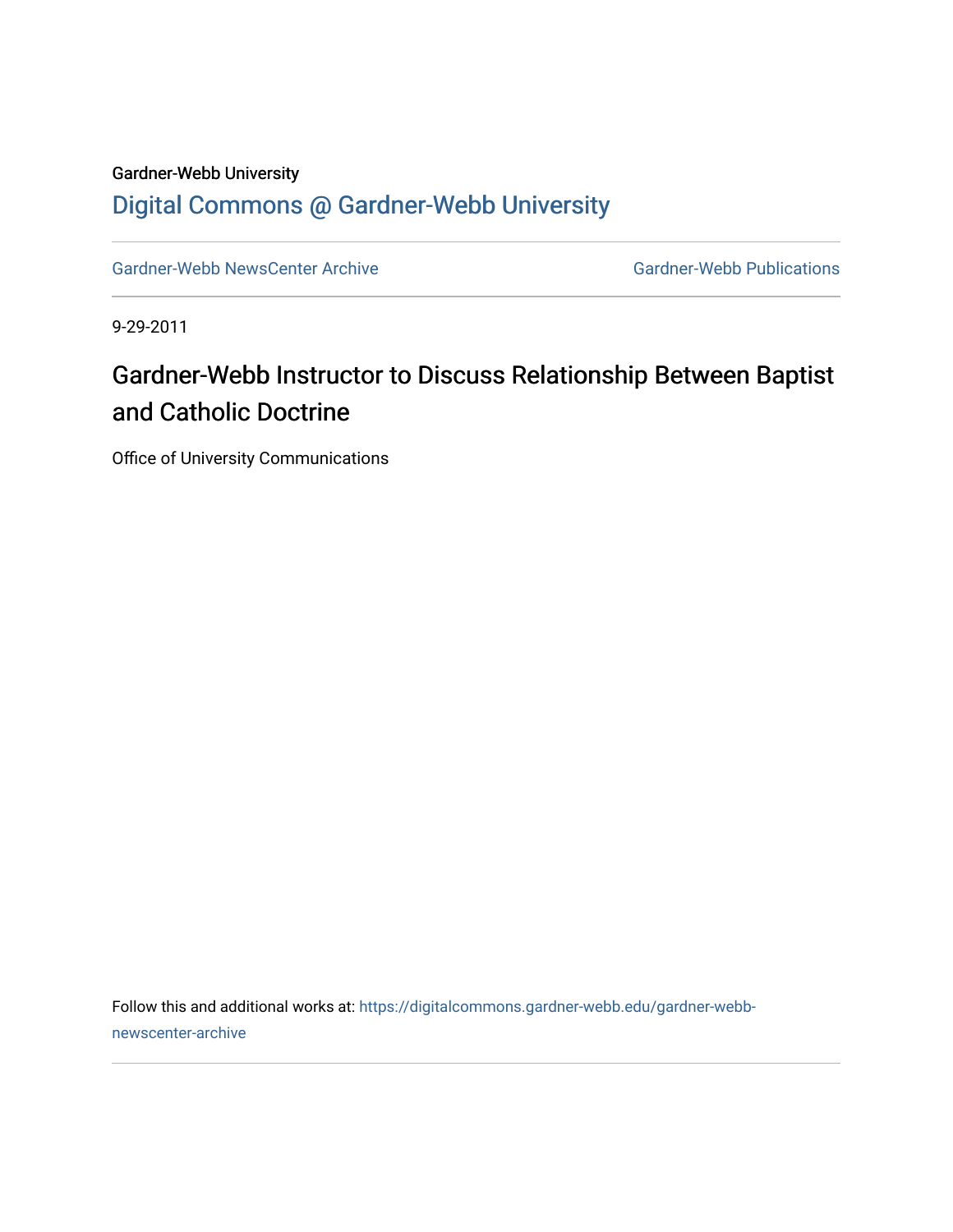Gardner-Webb University

## Digital Commons @ Gardner-Webb University

Gardner-Webb NewsCenter Archive | Gardner-Webb Publications

9-29-2011

# Gardner-Webb Instructor to Discuss Relationship Between Baptist and Catholic Doctrine

Office of University Communications

Follow this and additional works at: https://digitalcommons.gardner-webb.edu/gardner-webb-newscenter-archive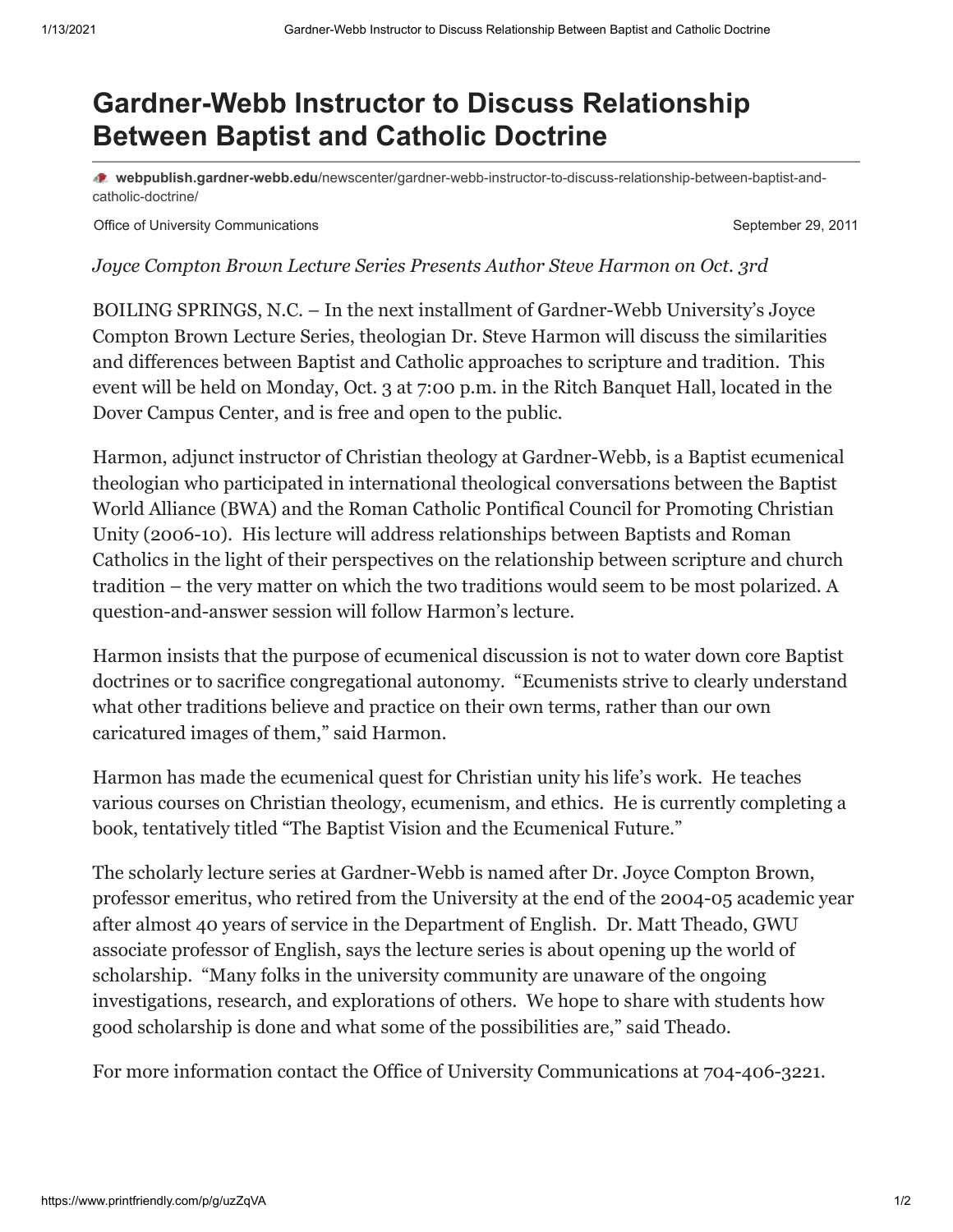# Gardner-Webb Instructor to Discuss Relationship Between Baptist and Catholic Doctrine

**webpublish.gardner-webb.edu**/newscenter/gardner-webb-instructor-to-discuss-relationship-between-baptist-and-catholic-doctrine/

Office of University Communications — September 29, 2011

*Joyce Compton Brown Lecture Series Presents Author Steve Harmon on Oct. 3rd*

BOILING SPRINGS, N.C. – In the next installment of Gardner-Webb University's Joyce Compton Brown Lecture Series, theologian Dr. Steve Harmon will discuss the similarities and differences between Baptist and Catholic approaches to scripture and tradition. This event will be held on Monday, Oct. 3 at 7:00 p.m. in the Ritch Banquet Hall, located in the Dover Campus Center, and is free and open to the public.

Harmon, adjunct instructor of Christian theology at Gardner-Webb, is a Baptist ecumenical theologian who participated in international theological conversations between the Baptist World Alliance (BWA) and the Roman Catholic Pontifical Council for Promoting Christian Unity (2006-10). His lecture will address relationships between Baptists and Roman Catholics in the light of their perspectives on the relationship between scripture and church tradition – the very matter on which the two traditions would seem to be most polarized. A question-and-answer session will follow Harmon's lecture.

Harmon insists that the purpose of ecumenical discussion is not to water down core Baptist doctrines or to sacrifice congregational autonomy. "Ecumenists strive to clearly understand what other traditions believe and practice on their own terms, rather than our own caricatured images of them," said Harmon.

Harmon has made the ecumenical quest for Christian unity his life's work. He teaches various courses on Christian theology, ecumenism, and ethics. He is currently completing a book, tentatively titled "The Baptist Vision and the Ecumenical Future."

The scholarly lecture series at Gardner-Webb is named after Dr. Joyce Compton Brown, professor emeritus, who retired from the University at the end of the 2004-05 academic year after almost 40 years of service in the Department of English. Dr. Matt Theado, GWU associate professor of English, says the lecture series is about opening up the world of scholarship. "Many folks in the university community are unaware of the ongoing investigations, research, and explorations of others. We hope to share with students how good scholarship is done and what some of the possibilities are," said Theado.

For more information contact the Office of University Communications at 704-406-3221.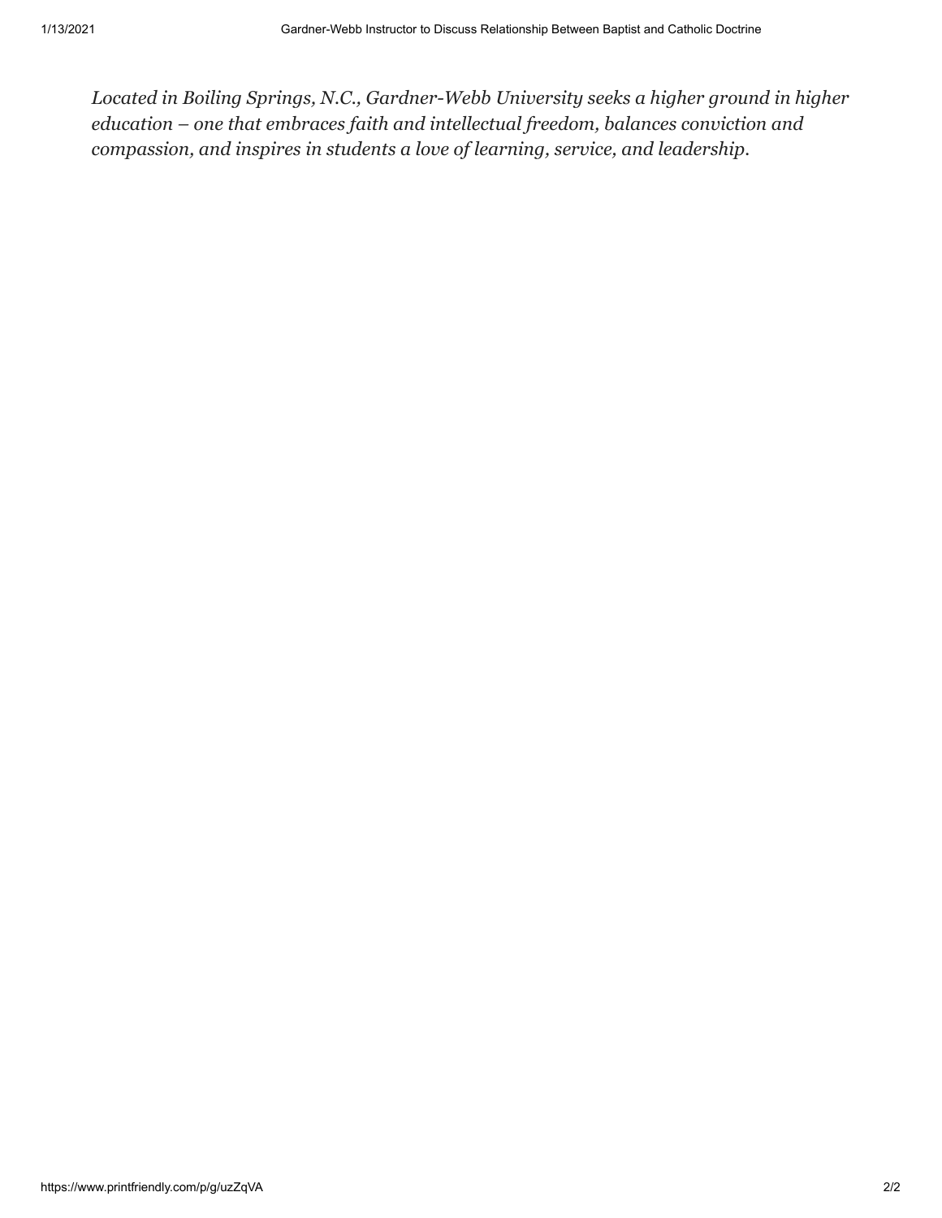*Located in Boiling Springs, N.C., Gardner-Webb University seeks a higher ground in higher education – one that embraces faith and intellectual freedom, balances conviction and compassion, and inspires in students a love of learning, service, and leadership.*